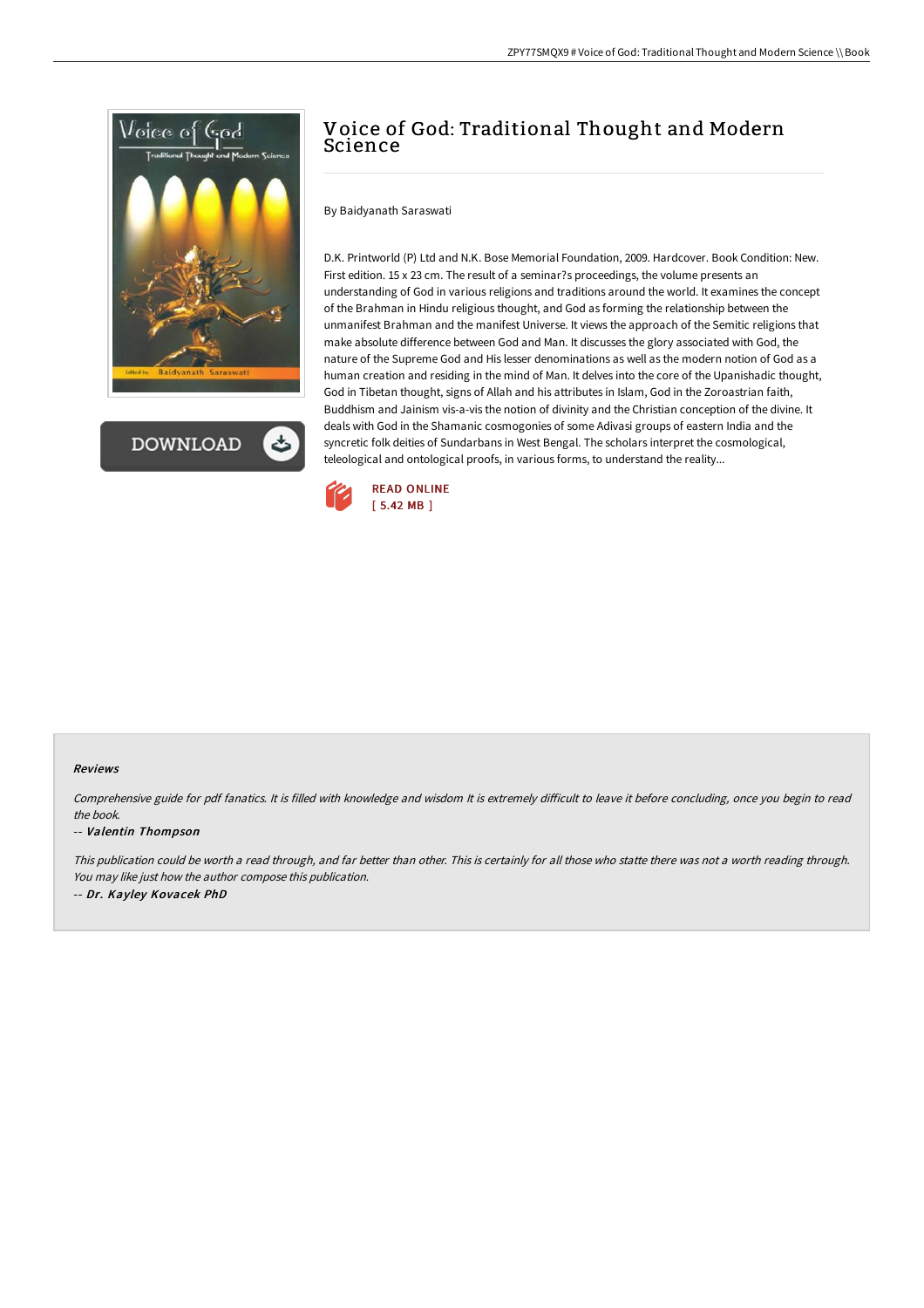# Voice of God: Traditional Thought and Modern Science

By Baidyanath Saraswati

D.K. Printworld (P) Ltd and N.K. Bose Memorial Foundation, 2009. Hardcover. Book Condition: New. First edition. 15 x 23 cm. The result of a seminar?s proceedings, the volume presents an understanding of God in various religions and traditions around the world. It examines the concept of the Brahman in Hindu religious thought, and God as forming the relationship between the unmanifest Brahman and the manifest Universe. It views the approach of the Semitic religions that make absolute difference between God and Man. It discusses the glory associated with God, the nature of the Supreme God and His lesser denominations as well as the modern notion of God as a human creation and residing in the mind of Man. It delves into the core of the Upanishadic thought, God in Tibetan thought, signs of Allah and his attributes in Islam, God in the Zoroastrian faith, Buddhism and Jainism vis-a-vis the notion of divinity and the Christian conception of the divine. It deals with God in the Shamanic cosmogonies of some Adivasi groups of eastern India and the syncretic folk deities of Sundarbans in West Bengal. The scholars interpret the cosmological, teleological and ontological proofs, in various forms, to understand the reality...

READ ONLINE
[ 5.42 MB ]

DOWNLOAD

### Reviews

*Comprehensive guide for pdf fanatics. It is filled with knowledge and wisdom It is extremely difficult to leave it before concluding, once you begin to read the book.*

-- ***Valentin Thompson***

*This publication could be worth a read through, and far better than other. This is certainly for all those who statte there was not a worth reading through. You may like just how the author compose this publication.*

-- ***Dr. Kayley Kovacek PhD***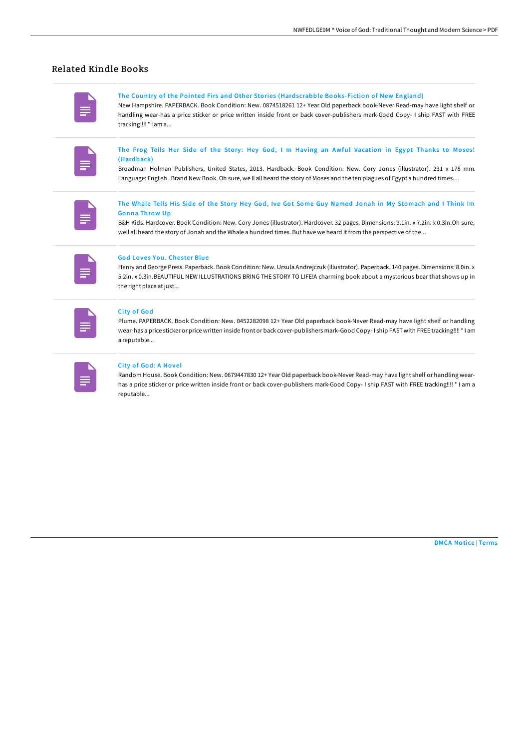## Related Kindle Books

### The Country of the Pointed Firs and Other Stories (Hardscrabble Books-Fiction of New England)

New Hampshire. PAPERBACK. Book Condition: New. 0874518261 12+ Year Old paperback book-Never Read-may have light shelf or handling wear-has a price sticker or price written inside front or back cover-publishers mark-Good Copy- I ship FAST with FREE tracking!!!! * I am a...

### The Frog Tells Her Side of the Story: Hey God, I m Having an Awful Vacation in Egypt Thanks to Moses! (Hardback)

Broadman Holman Publishers, United States, 2013. Hardback. Book Condition: New. Cory Jones (illustrator). 231 x 178 mm. Language: English . Brand New Book. Oh sure, we ll all heard the story of Moses and the ten plagues of Egypt a hundred times....

### The Whale Tells His Side of the Story Hey God, Ive Got Some Guy Named Jonah in My Stomach and I Think Im Gonna Throw Up

B&H Kids. Hardcover. Book Condition: New. Cory Jones (illustrator). Hardcover. 32 pages. Dimensions: 9.1in. x 7.2in. x 0.3in.Oh sure, well all heard the story of Jonah and the Whale a hundred times. But have we heard it from the perspective of the...

### God Loves You. Chester Blue

Henry and George Press. Paperback. Book Condition: New. Ursula Andrejczuk (illustrator). Paperback. 140 pages. Dimensions: 8.0in. x 5.2in. x 0.3in.BEAUTIFUL NEW ILLUSTRATIONS BRING THE STORY TO LIFE!A charming book about a mysterious bear that shows up in the right place at just...

### City of God

Plume. PAPERBACK. Book Condition: New. 0452282098 12+ Year Old paperback book-Never Read-may have light shelf or handling wear-has a price sticker or price written inside front or back cover-publishers mark-Good Copy- I ship FAST with FREE tracking!!!! * I am a reputable...

### City of God: A Novel

Random House. Book Condition: New. 0679447830 12+ Year Old paperback book-Never Read-may have light shelf or handling wear-has a price sticker or price written inside front or back cover-publishers mark-Good Copy- I ship FAST with FREE tracking!!!! * I am a reputable...